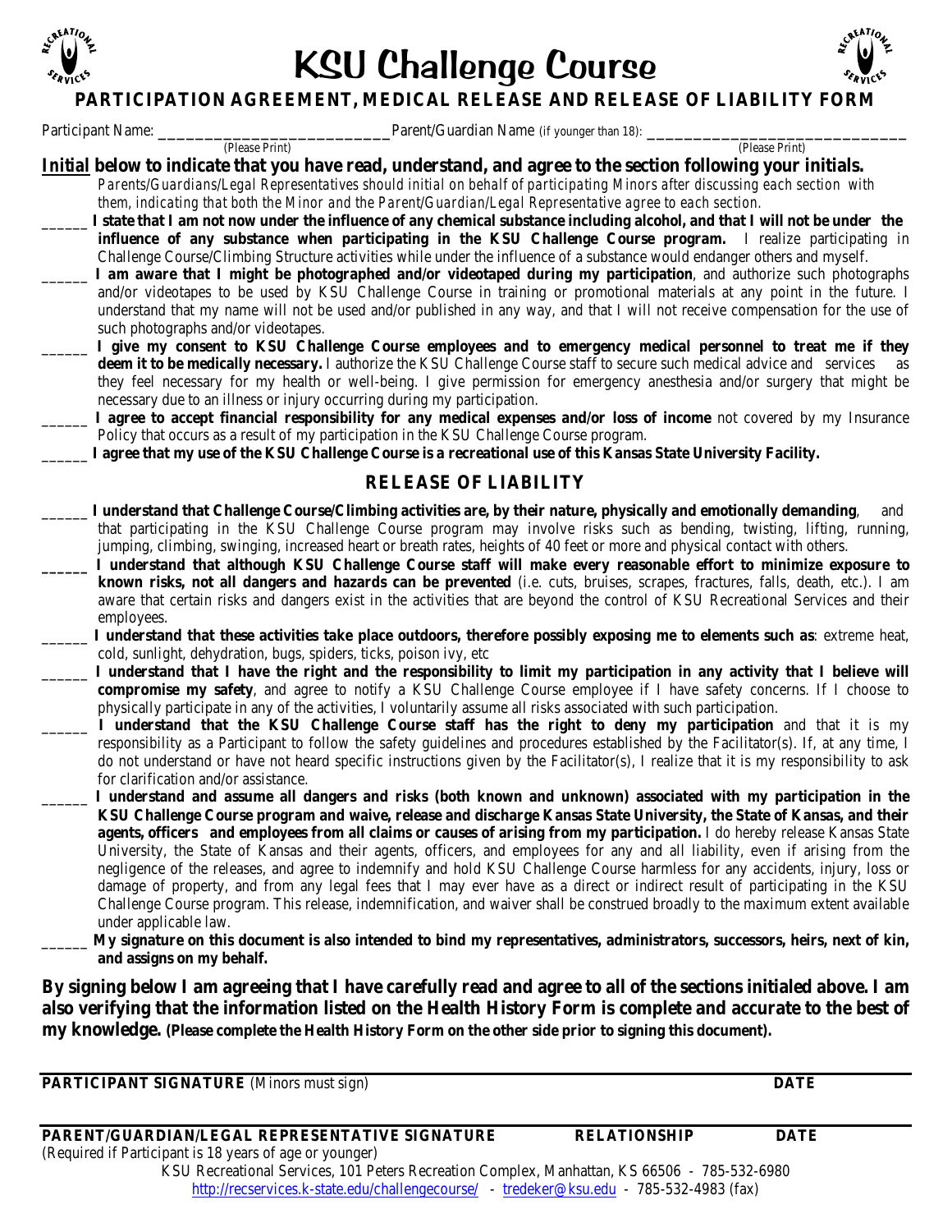# KSU Challenge Course

## PARTICIPATION AGREEMENT, MEDICAL RELEASE AND RELEASE OF LIABILITY FORM

Participant Name: ___________________________ (Please Print) Parent/Guardian Name (if younger than 18): ______________________________ (Please Print)

**Initial below to indicate that you have read, understand, and agree to the section following your initials.**

*Parents/Guardians/Legal Representatives should initial on behalf of participating Minors after discussing each section with them, indicating that both the Minor and the Parent/Guardian/Legal Representative agree to each section.*

______ **I state that I am not now under the influence of any chemical substance including alcohol, and that I will not be under the influence of any substance when participating in the KSU Challenge Course program.** I realize participating in Challenge Course/Climbing Structure activities while under the influence of a substance would endanger others and myself.

______ **I am aware that I might be photographed and/or videotaped during my participation**, and authorize such photographs and/or videotapes to be used by KSU Challenge Course in training or promotional materials at any point in the future. I understand that my name will not be used and/or published in any way, and that I will not receive compensation for the use of such photographs and/or videotapes.

______ **I give my consent to KSU Challenge Course employees and to emergency medical personnel to treat me if they deem it to be medically necessary.** I authorize the KSU Challenge Course staff to secure such medical advice and services as they feel necessary for my health or well-being. I give permission for emergency anesthesia and/or surgery that might be necessary due to an illness or injury occurring during my participation.

______ **I agree to accept financial responsibility for any medical expenses and/or loss of income** not covered by my Insurance Policy that occurs as a result of my participation in the KSU Challenge Course program.

______ **I agree that my use of the KSU Challenge Course is a recreational use of this Kansas State University Facility.**

## RELEASE OF LIABILITY

______ **I understand that Challenge Course/Climbing activities are, by their nature, physically and emotionally demanding**, and that participating in the KSU Challenge Course program may involve risks such as bending, twisting, lifting, running, jumping, climbing, swinging, increased heart or breath rates, heights of 40 feet or more and physical contact with others.

______ **I understand that although KSU Challenge Course staff will make every reasonable effort to minimize exposure to known risks, not all dangers and hazards can be prevented** (i.e. cuts, bruises, scrapes, fractures, falls, death, etc.). I am aware that certain risks and dangers exist in the activities that are beyond the control of KSU Recreational Services and their employees.

______ **I understand that these activities take place outdoors, therefore possibly exposing me to elements such as**: extreme heat, cold, sunlight, dehydration, bugs, spiders, ticks, poison ivy, etc

______ **I understand that I have the right and the responsibility to limit my participation in any activity that I believe will compromise my safety**, and agree to notify a KSU Challenge Course employee if I have safety concerns. If I choose to physically participate in any of the activities, I voluntarily assume all risks associated with such participation.

______ **I understand that the KSU Challenge Course staff has the right to deny my participation** and that it is my responsibility as a Participant to follow the safety guidelines and procedures established by the Facilitator(s). If, at any time, I do not understand or have not heard specific instructions given by the Facilitator(s), I realize that it is my responsibility to ask for clarification and/or assistance.

______ **I understand and assume all dangers and risks (both known and unknown) associated with my participation in the KSU Challenge Course program and waive, release and discharge Kansas State University, the State of Kansas, and their agents, officers and employees from all claims or causes of arising from my participation.** I do hereby release Kansas State University, the State of Kansas and their agents, officers, and employees for any and all liability, even if arising from the negligence of the releases, and agree to indemnify and hold KSU Challenge Course harmless for any accidents, injury, loss or damage of property, and from any legal fees that I may ever have as a direct or indirect result of participating in the KSU Challenge Course program. This release, indemnification, and waiver shall be construed broadly to the maximum extent available under applicable law.

______ **My signature on this document is also intended to bind my representatives, administrators, successors, heirs, next of kin, and assigns on my behalf.**

**By signing below I am agreeing that I have carefully read and agree to all of the sections initialed above. I am also verifying that the information listed on the Health History Form is complete and accurate to the best of my knowledge. (Please complete the Health History Form on the other side prior to signing this document).**

**PARTICIPANT SIGNATURE** (Minors must sign) **DATE**

**PARENT/GUARDIAN/LEGAL REPRESENTATIVE SIGNATURE** **RELATIONSHIP** **DATE**
(Required if Participant is 18 years of age or younger)

KSU Recreational Services, 101 Peters Recreation Complex, Manhattan, KS 66506 - 785-532-6980
http://recservices.k-state.edu/challengecourse/ - tredeker@ksu.edu - 785-532-4983 (fax)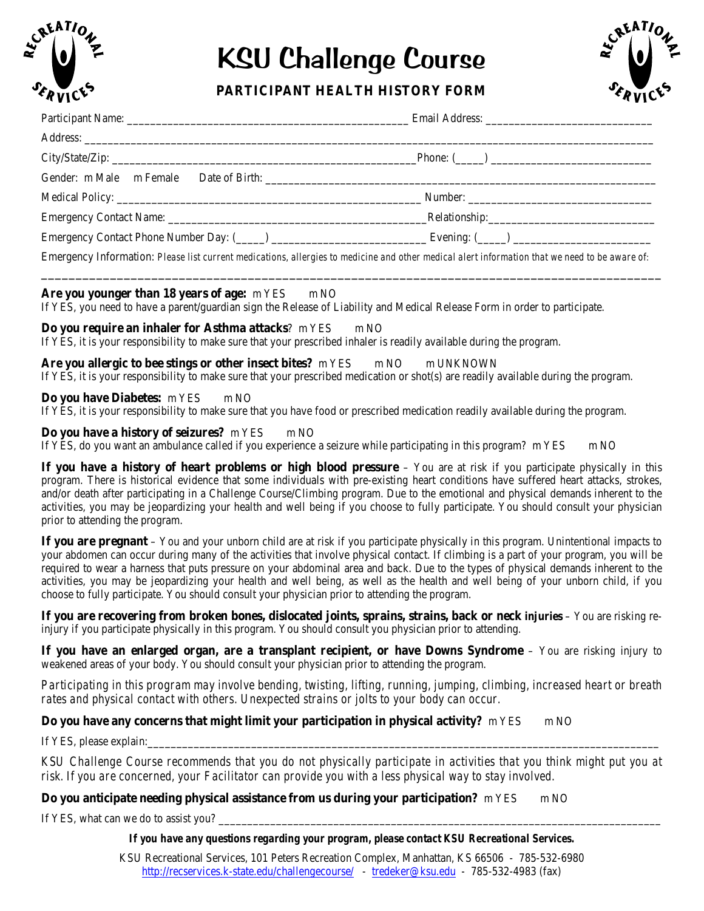# KSU Challenge Course

## PARTICIPANT HEALTH HISTORY FORM

Participant Name: ______________________________________________ Email Address: ____________________________

Address: ____________________________________________________________________________________________

City/State/Zip: ___________________________________________________Phone: (____) ___________________________

Gender: m Male m Female Date of Birth: _____________________________________________________________________

Medical Policy: __________________________________________________ Number: _________________________________

Emergency Contact Name: ____________________________________________Relationship:___________________________

Emergency Contact Phone Number Day: (_____) _________________________ Evening: (_____) ______________________

Emergency Information: *Please list current medications, allergies to medicine and other medical alert information that we need to be aware of:*

______________________________________________________________________________________________________

**Are you younger than 18 years of age:** m YES m NO
If YES, you need to have a parent/guardian sign the Release of Liability and Medical Release Form in order to participate.

**Do you require an inhaler for Asthma attacks**? m YES m NO
If YES, it is your responsibility to make sure that your prescribed inhaler is readily available during the program.

**Are you allergic to bee stings or other insect bites?** m YES m NO m UNKNOWN
If YES, it is your responsibility to make sure that your prescribed medication or shot(s) are readily available during the program.

**Do you have Diabetes:** m YES m NO
If YES, it is your responsibility to make sure that you have food or prescribed medication readily available during the program.

**Do you have a history of seizures?** m YES m NO
If YES, do you want an ambulance called if you experience a seizure while participating in this program? m YES m NO

**If you have a history of heart problems or high blood pressure** – You are at risk if you participate physically in this program. There is historical evidence that some individuals with pre-existing heart conditions have suffered heart attacks, strokes, and/or death after participating in a Challenge Course/Climbing program. Due to the emotional and physical demands inherent to the activities, you may be jeopardizing your health and well being if you choose to fully participate. You should consult your physician prior to attending the program.

**If you are pregnant** – You and your unborn child are at risk if you participate physically in this program. Unintentional impacts to your abdomen can occur during many of the activities that involve physical contact. If climbing is a part of your program, you will be required to wear a harness that puts pressure on your abdominal area and back. Due to the types of physical demands inherent to the activities, you may be jeopardizing your health and well being, as well as the health and well being of your unborn child, if you choose to fully participate. You should consult your physician prior to attending the program.

**If you are recovering from broken bones, dislocated joints, sprains, strains, back or neck injuries** – You are risking re-injury if you participate physically in this program. You should consult you physician prior to attending.

**If you have an enlarged organ, are a transplant recipient, or have Downs Syndrome** – You are risking injury to weakened areas of your body. You should consult your physician prior to attending the program.

*Participating in this program may involve bending, twisting, lifting, running, jumping, climbing, increased heart or breath rates and physical contact with others. Unexpected strains or jolts to your body can occur.*

**Do you have any concerns that might limit your participation in physical activity?** m YES m NO

If YES, please explain:_______________________________________________________________________________________

*KSU Challenge Course recommends that you do not physically participate in activities that you think might put you at risk. If you are concerned, your Facilitator can provide you with a less physical way to stay involved.*

**Do you anticipate needing physical assistance from us during your participation?** m YES m NO

If YES, what can we do to assist you? ________________________________________________________________________

***If you have any questions regarding your program, please contact KSU Recreational Services.***

KSU Recreational Services, 101 Peters Recreation Complex, Manhattan, KS 66506 - 785-532-6980
http://recservices.k-state.edu/challengecourse/ - tredeker@ksu.edu - 785-532-4983 (fax)